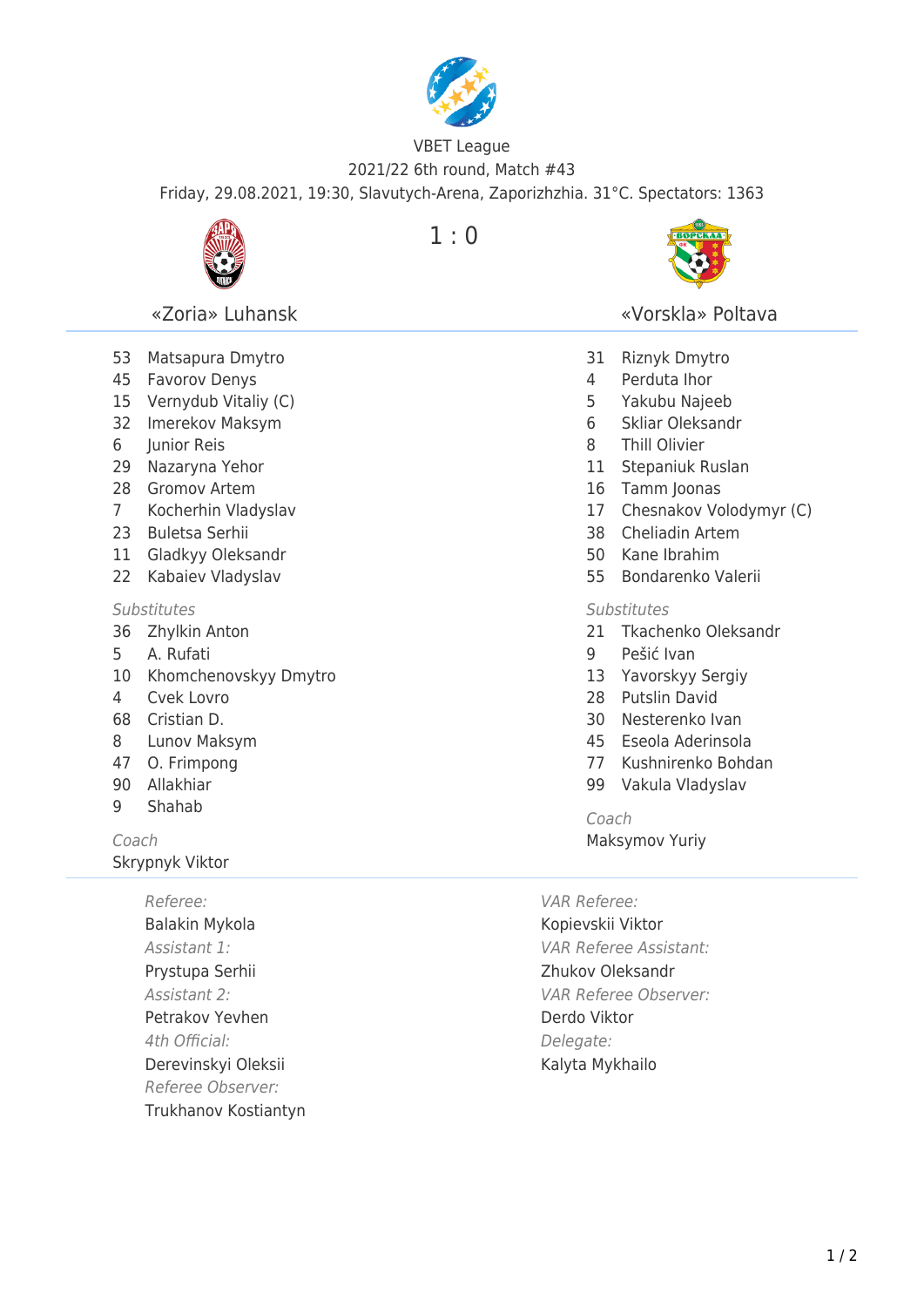VBET League

2021/22 6th round, Match #43

Friday, 29.08.2021, 19:30, Slavutych-Arena, Zaporizhzhia. 31°C. Spectators: 1363

| «Zoria» Luhansk | 1 : 0 | «Vorskla» Poltava |
|---|---|---|

| «Zoria» Luhansk | | «Vorskla» Poltava | |
|---|---|---|---|
| 53 | Matsapura Dmytro | 31 | Riznyk Dmytro |
| 45 | Favorov Denys | 4 | Perduta Ihor |
| 15 | Vernydub Vitaliy (C) | 5 | Yakubu Najeeb |
| 32 | Imerekov Maksym | 6 | Skliar Oleksandr |
| 6 | Junior Reis | 8 | Thill Olivier |
| 29 | Nazaryna Yehor | 11 | Stepaniuk Ruslan |
| 28 | Gromov Artem | 16 | Tamm Joonas |
| 7 | Kocherhin Vladyslav | 17 | Chesnakov Volodymyr (C) |
| 23 | Buletsa Serhii | 38 | Cheliadin Artem |
| 11 | Gladkyy Oleksandr | 50 | Kane Ibrahim |
| 22 | Kabaiev Vladyslav | 55 | Bondarenko Valerii |

*Substitutes*

| «Zoria» Luhansk | | «Vorskla» Poltava | |
|---|---|---|---|
| 36 | Zhylkin Anton | 21 | Tkachenko Oleksandr |
| 5 | A. Rufati | 9 | Pešić Ivan |
| 10 | Khomchenovskyy Dmytro | 13 | Yavorskyy Sergiy |
| 4 | Cvek Lovro | 28 | Putslin David |
| 68 | Cristian D. | 30 | Nesterenko Ivan |
| 8 | Lunov Maksym | 45 | Eseola Aderinsola |
| 47 | O. Frimpong | 77 | Kushnirenko Bohdan |
| 90 | Allakhiar | 99 | Vakula Vladyslav |
| 9 | Shahab | | |

*Coach*

Skrypnyk Viktor — Maksymov Yuriy

*Referee:*
Balakin Mykola

*Assistant 1:*
Prystupa Serhii

*Assistant 2:*
Petrakov Yevhen

*4th Official:*
Derevinskyi Oleksii

*Referee Observer:*
Trukhanov Kostiantyn

*VAR Referee:*
Kopievskii Viktor

*VAR Referee Assistant:*
Zhukov Oleksandr

*VAR Referee Observer:*
Derdo Viktor

*Delegate:*
Kalyta Mykhailo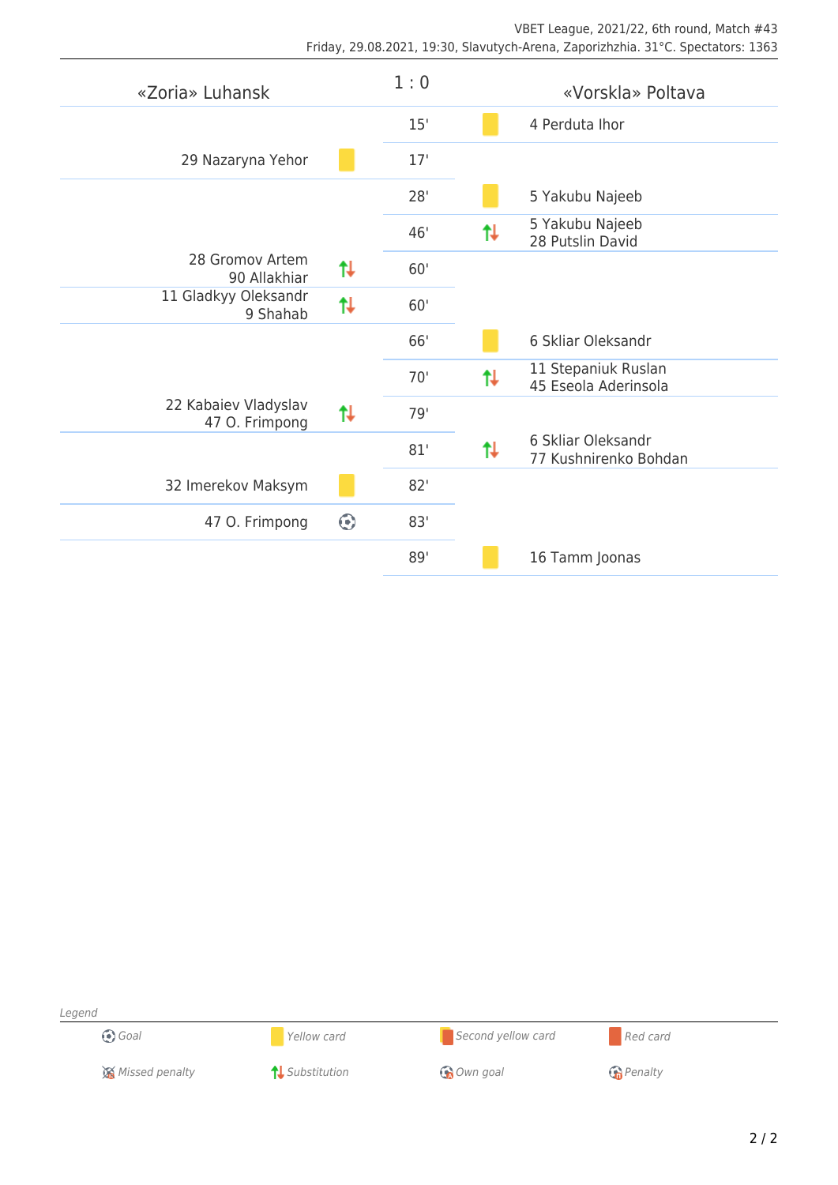VBET League, 2021/22, 6th round, Match #43
Friday, 29.08.2021, 19:30, Slavutych-Arena, Zaporizhzhia. 31°C. Spectators: 1363

| «Zoria» Luhansk | | 1 : 0 | | «Vorskla» Poltava |
|---|---|---|---|---|
| | | 15' | Yellow card | 4 Perduta Ihor |
| 29 Nazaryna Yehor | Yellow card | 17' | | |
| | | 28' | Yellow card | 5 Yakubu Najeeb |
| | | 46' | Substitution | 5 Yakubu Najeeb<br>28 Putslin David |
| 28 Gromov Artem<br>90 Allakhiar | Substitution | 60' | | |
| 11 Gladkyy Oleksandr<br>9 Shahab | Substitution | 60' | | |
| | | 66' | Yellow card | 6 Skliar Oleksandr |
| | | 70' | Substitution | 11 Stepaniuk Ruslan<br>45 Eseola Aderinsola |
| 22 Kabaiev Vladyslav<br>47 O. Frimpong | Substitution | 79' | | |
| | | 81' | Substitution | 6 Skliar Oleksandr<br>77 Kushnirenko Bohdan |
| 32 Imerekov Maksym | Yellow card | 82' | | |
| 47 O. Frimpong | Goal | 83' | | |
| | | 89' | Yellow card | 16 Tamm Joonas |

*Legend*

*Goal* · *Yellow card* · *Second yellow card* · *Red card* · *Missed penalty* · *Substitution* · *Own goal* · *Penalty*